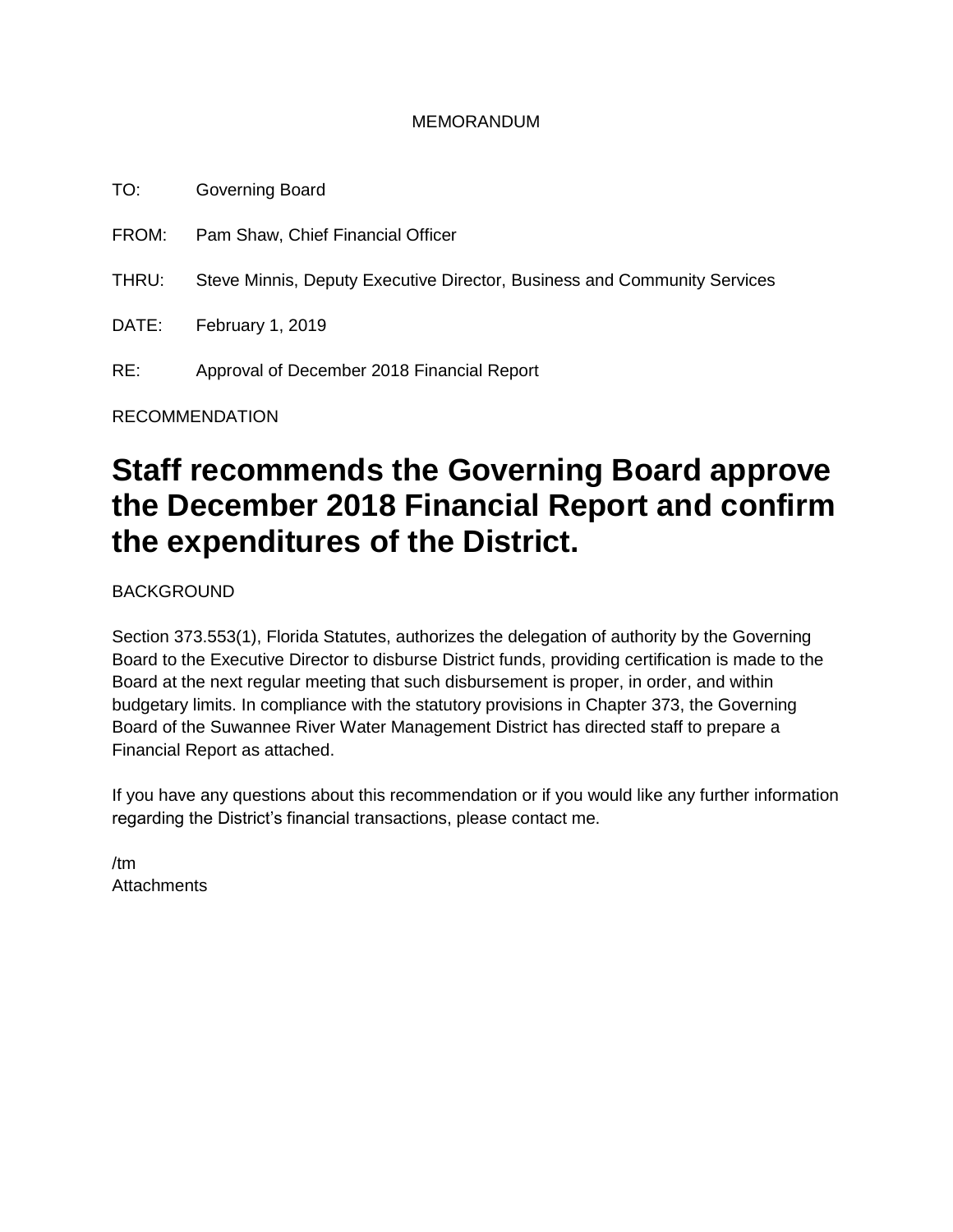MEMORANDUM

TO: Governing Board

FROM: Pam Shaw, Chief Financial Officer

THRU: Steve Minnis, Deputy Executive Director, Business and Community Services

DATE: February 1, 2019

RE: Approval of December 2018 Financial Report

RECOMMENDATION

# Staff recommends the Governing Board approve the December 2018 Financial Report and confirm the expenditures of the District.

BACKGROUND

Section 373.553(1), Florida Statutes, authorizes the delegation of authority by the Governing Board to the Executive Director to disburse District funds, providing certification is made to the Board at the next regular meeting that such disbursement is proper, in order, and within budgetary limits. In compliance with the statutory provisions in Chapter 373, the Governing Board of the Suwannee River Water Management District has directed staff to prepare a Financial Report as attached.

If you have any questions about this recommendation or if you would like any further information regarding the District's financial transactions, please contact me.

/tm
Attachments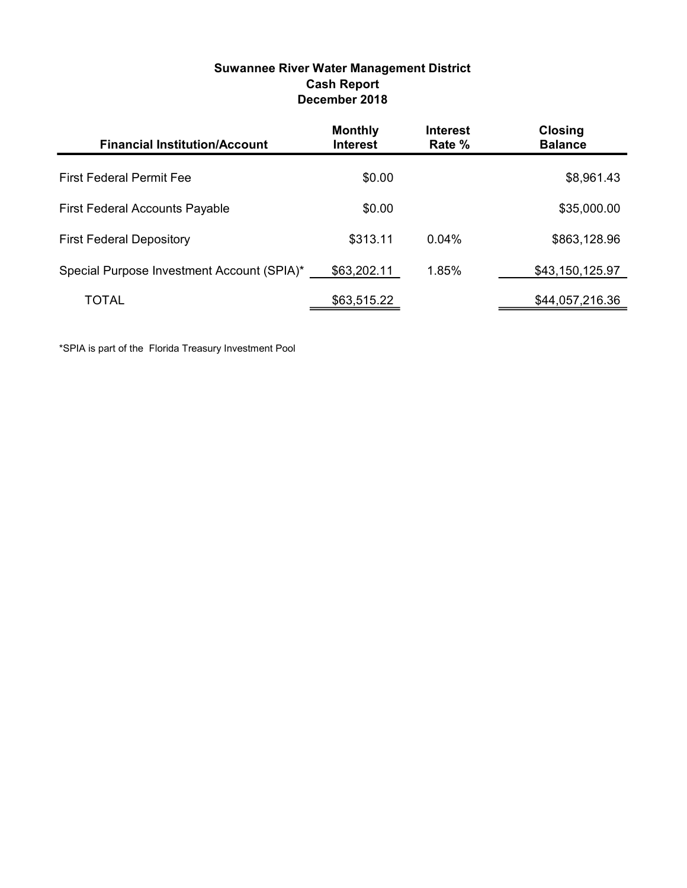**Suwannee River Water Management District**
**Cash Report**
**December 2018**

| Financial Institution/Account | Monthly Interest | Interest Rate % | Closing Balance |
|---|---|---|---|
| First Federal Permit Fee | $0.00 | | $8,961.43 |
| First Federal Accounts Payable | $0.00 | | $35,000.00 |
| First Federal Depository | $313.11 | 0.04% | $863,128.96 |
| Special Purpose Investment Account (SPIA)* | $63,202.11 | 1.85% | $43,150,125.97 |
| TOTAL | $63,515.22 | | $44,057,216.36 |

*SPIA is part of the Florida Treasury Investment Pool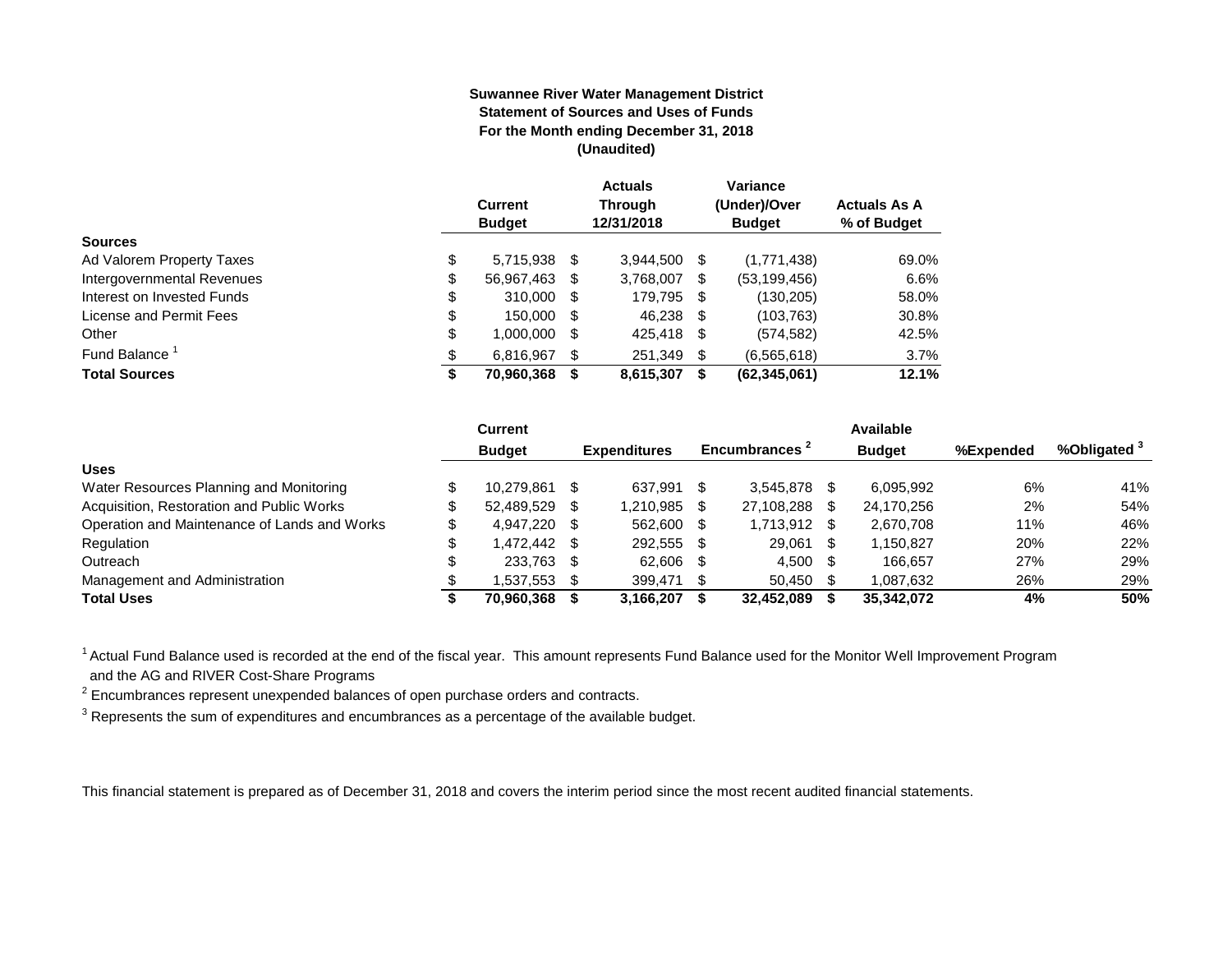**Suwannee River Water Management District**
**Statement of Sources and Uses of Funds**
**For the Month ending December 31, 2018**
**(Unaudited)**

| | Current Budget | Actuals Through 12/31/2018 | Variance (Under)/Over Budget | Actuals As A % of Budget |
|---|---|---|---|---|
| **Sources** | | | | |
| Ad Valorem Property Taxes | $ 5,715,938 | $ 3,944,500 | $ (1,771,438) | 69.0% |
| Intergovernmental Revenues | $ 56,967,463 | $ 3,768,007 | $ (53,199,456) | 6.6% |
| Interest on Invested Funds | $ 310,000 | $ 179,795 | $ (130,205) | 58.0% |
| License and Permit Fees | $ 150,000 | $ 46,238 | $ (103,763) | 30.8% |
| Other | $ 1,000,000 | $ 425,418 | $ (574,582) | 42.5% |
| Fund Balance [1] | $ 6,816,967 | $ 251,349 | $ (6,565,618) | 3.7% |
| **Total Sources** | **$ 70,960,368** | **$ 8,615,307** | **$ (62,345,061)** | **12.1%** |

| | Current Budget | Expenditures | Encumbrances [2] | Available Budget | %Expended | %Obligated [3] |
|---|---|---|---|---|---|---|
| **Uses** | | | | | | |
| Water Resources Planning and Monitoring | $ 10,279,861 | $ 637,991 | $ 3,545,878 | $ 6,095,992 | 6% | 41% |
| Acquisition, Restoration and Public Works | $ 52,489,529 | $ 1,210,985 | $ 27,108,288 | $ 24,170,256 | 2% | 54% |
| Operation and Maintenance of Lands and Works | $ 4,947,220 | $ 562,600 | $ 1,713,912 | $ 2,670,708 | 11% | 46% |
| Regulation | $ 1,472,442 | $ 292,555 | $ 29,061 | $ 1,150,827 | 20% | 22% |
| Outreach | $ 233,763 | $ 62,606 | $ 4,500 | $ 166,657 | 27% | 29% |
| Management and Administration | $ 1,537,553 | $ 399,471 | $ 50,450 | $ 1,087,632 | 26% | 29% |
| **Total Uses** | **$ 70,960,368** | **$ 3,166,207** | **$ 32,452,089** | **$ 35,342,072** | **4%** | **50%** |

[1] Actual Fund Balance used is recorded at the end of the fiscal year. This amount represents Fund Balance used for the Monitor Well Improvement Program and the AG and RIVER Cost-Share Programs

[2] Encumbrances represent unexpended balances of open purchase orders and contracts.

[3] Represents the sum of expenditures and encumbrances as a percentage of the available budget.

This financial statement is prepared as of December 31, 2018 and covers the interim period since the most recent audited financial statements.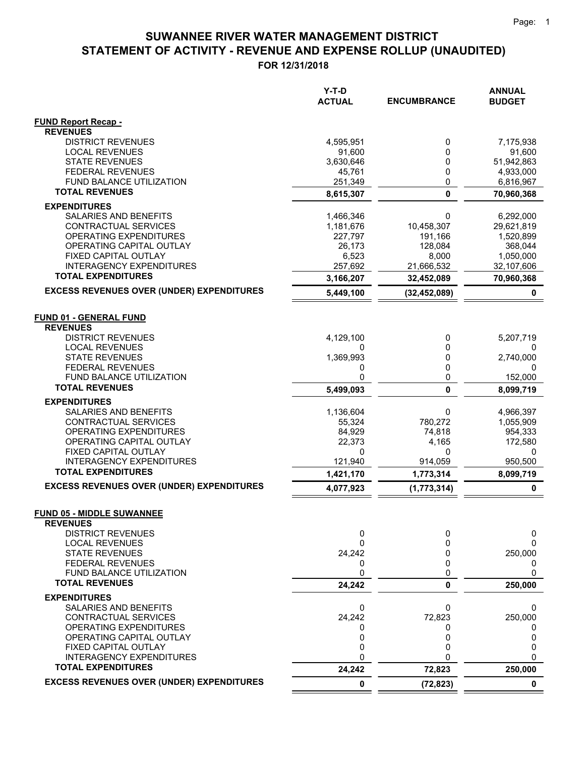# SUWANNEE RIVER WATER MANAGEMENT DISTRICT
## STATEMENT OF ACTIVITY - REVENUE AND EXPENSE ROLLUP (UNAUDITED)
### FOR 12/31/2018

| | Y-T-D ACTUAL | ENCUMBRANCE | ANNUAL BUDGET |
|---|---|---|---|
| **FUND Report Recap -** | | | |
| **REVENUES** | | | |
| DISTRICT REVENUES | 4,595,951 | 0 | 7,175,938 |
| LOCAL REVENUES | 91,600 | 0 | 91,600 |
| STATE REVENUES | 3,630,646 | 0 | 51,942,863 |
| FEDERAL REVENUES | 45,761 | 0 | 4,933,000 |
| FUND BALANCE UTILIZATION | 251,349 | 0 | 6,816,967 |
| **TOTAL REVENUES** | **8,615,307** | **0** | **70,960,368** |
| **EXPENDITURES** | | | |
| SALARIES AND BENEFITS | 1,466,346 | 0 | 6,292,000 |
| CONTRACTUAL SERVICES | 1,181,676 | 10,458,307 | 29,621,819 |
| OPERATING EXPENDITURES | 227,797 | 191,166 | 1,520,899 |
| OPERATING CAPITAL OUTLAY | 26,173 | 128,084 | 368,044 |
| FIXED CAPITAL OUTLAY | 6,523 | 8,000 | 1,050,000 |
| INTERAGENCY EXPENDITURES | 257,692 | 21,666,532 | 32,107,606 |
| **TOTAL EXPENDITURES** | **3,166,207** | **32,452,089** | **70,960,368** |
| **EXCESS REVENUES OVER (UNDER) EXPENDITURES** | **5,449,100** | **(32,452,089)** | **0** |
| **FUND 01 - GENERAL FUND** | | | |
| **REVENUES** | | | |
| DISTRICT REVENUES | 4,129,100 | 0 | 5,207,719 |
| LOCAL REVENUES | 0 | 0 | 0 |
| STATE REVENUES | 1,369,993 | 0 | 2,740,000 |
| FEDERAL REVENUES | 0 | 0 | 0 |
| FUND BALANCE UTILIZATION | 0 | 0 | 152,000 |
| **TOTAL REVENUES** | **5,499,093** | **0** | **8,099,719** |
| **EXPENDITURES** | | | |
| SALARIES AND BENEFITS | 1,136,604 | 0 | 4,966,397 |
| CONTRACTUAL SERVICES | 55,324 | 780,272 | 1,055,909 |
| OPERATING EXPENDITURES | 84,929 | 74,818 | 954,333 |
| OPERATING CAPITAL OUTLAY | 22,373 | 4,165 | 172,580 |
| FIXED CAPITAL OUTLAY | 0 | 0 | 0 |
| INTERAGENCY EXPENDITURES | 121,940 | 914,059 | 950,500 |
| **TOTAL EXPENDITURES** | **1,421,170** | **1,773,314** | **8,099,719** |
| **EXCESS REVENUES OVER (UNDER) EXPENDITURES** | **4,077,923** | **(1,773,314)** | **0** |
| **FUND 05 - MIDDLE SUWANNEE** | | | |
| **REVENUES** | | | |
| DISTRICT REVENUES | 0 | 0 | 0 |
| LOCAL REVENUES | 0 | 0 | 0 |
| STATE REVENUES | 24,242 | 0 | 250,000 |
| FEDERAL REVENUES | 0 | 0 | 0 |
| FUND BALANCE UTILIZATION | 0 | 0 | 0 |
| **TOTAL REVENUES** | **24,242** | **0** | **250,000** |
| **EXPENDITURES** | | | |
| SALARIES AND BENEFITS | 0 | 0 | 0 |
| CONTRACTUAL SERVICES | 24,242 | 72,823 | 250,000 |
| OPERATING EXPENDITURES | 0 | 0 | 0 |
| OPERATING CAPITAL OUTLAY | 0 | 0 | 0 |
| FIXED CAPITAL OUTLAY | 0 | 0 | 0 |
| INTERAGENCY EXPENDITURES | 0 | 0 | 0 |
| **TOTAL EXPENDITURES** | **24,242** | **72,823** | **250,000** |
| **EXCESS REVENUES OVER (UNDER) EXPENDITURES** | **0** | **(72,823)** | **0** |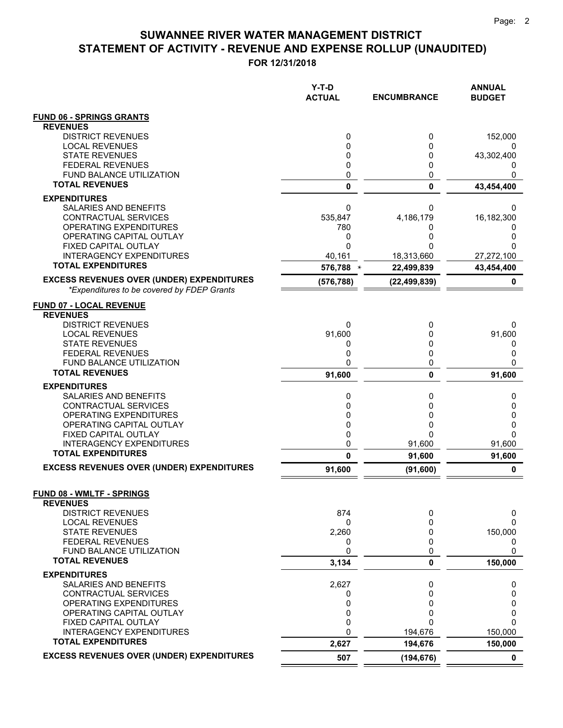# SUWANNEE RIVER WATER MANAGEMENT DISTRICT
## STATEMENT OF ACTIVITY - REVENUE AND EXPENSE ROLLUP (UNAUDITED)
### FOR 12/31/2018

| | Y-T-D ACTUAL | ENCUMBRANCE | ANNUAL BUDGET |
|---|---|---|---|
| **FUND 06 - SPRINGS GRANTS** | | | |
| **REVENUES** | | | |
| DISTRICT REVENUES | 0 | 0 | 152,000 |
| LOCAL REVENUES | 0 | 0 | 0 |
| STATE REVENUES | 0 | 0 | 43,302,400 |
| FEDERAL REVENUES | 0 | 0 | 0 |
| FUND BALANCE UTILIZATION | 0 | 0 | 0 |
| **TOTAL REVENUES** | **0** | **0** | **43,454,400** |
| **EXPENDITURES** | | | |
| SALARIES AND BENEFITS | 0 | 0 | 0 |
| CONTRACTUAL SERVICES | 535,847 | 4,186,179 | 16,182,300 |
| OPERATING EXPENDITURES | 780 | 0 | 0 |
| OPERATING CAPITAL OUTLAY | 0 | 0 | 0 |
| FIXED CAPITAL OUTLAY | 0 | 0 | 0 |
| INTERAGENCY EXPENDITURES | 40,161 | 18,313,660 | 27,272,100 |
| **TOTAL EXPENDITURES** | **576,788** * | **22,499,839** | **43,454,400** |
| **EXCESS REVENUES OVER (UNDER) EXPENDITURES** | **(576,788)** | **(22,499,839)** | **0** |
| *\*Expenditures to be covered by FDEP Grants* | | | |
| **FUND 07 - LOCAL REVENUE** | | | |
| **REVENUES** | | | |
| DISTRICT REVENUES | 0 | 0 | 0 |
| LOCAL REVENUES | 91,600 | 0 | 91,600 |
| STATE REVENUES | 0 | 0 | 0 |
| FEDERAL REVENUES | 0 | 0 | 0 |
| FUND BALANCE UTILIZATION | 0 | 0 | 0 |
| **TOTAL REVENUES** | **91,600** | **0** | **91,600** |
| **EXPENDITURES** | | | |
| SALARIES AND BENEFITS | 0 | 0 | 0 |
| CONTRACTUAL SERVICES | 0 | 0 | 0 |
| OPERATING EXPENDITURES | 0 | 0 | 0 |
| OPERATING CAPITAL OUTLAY | 0 | 0 | 0 |
| FIXED CAPITAL OUTLAY | 0 | 0 | 0 |
| INTERAGENCY EXPENDITURES | 0 | 91,600 | 91,600 |
| **TOTAL EXPENDITURES** | **0** | **91,600** | **91,600** |
| **EXCESS REVENUES OVER (UNDER) EXPENDITURES** | **91,600** | **(91,600)** | **0** |
| **FUND 08 - WMLTF - SPRINGS** | | | |
| **REVENUES** | | | |
| DISTRICT REVENUES | 874 | 0 | 0 |
| LOCAL REVENUES | 0 | 0 | 0 |
| STATE REVENUES | 2,260 | 0 | 150,000 |
| FEDERAL REVENUES | 0 | 0 | 0 |
| FUND BALANCE UTILIZATION | 0 | 0 | 0 |
| **TOTAL REVENUES** | **3,134** | **0** | **150,000** |
| **EXPENDITURES** | | | |
| SALARIES AND BENEFITS | 2,627 | 0 | 0 |
| CONTRACTUAL SERVICES | 0 | 0 | 0 |
| OPERATING EXPENDITURES | 0 | 0 | 0 |
| OPERATING CAPITAL OUTLAY | 0 | 0 | 0 |
| FIXED CAPITAL OUTLAY | 0 | 0 | 0 |
| INTERAGENCY EXPENDITURES | 0 | 194,676 | 150,000 |
| **TOTAL EXPENDITURES** | **2,627** | **194,676** | **150,000** |
| **EXCESS REVENUES OVER (UNDER) EXPENDITURES** | **507** | **(194,676)** | **0** |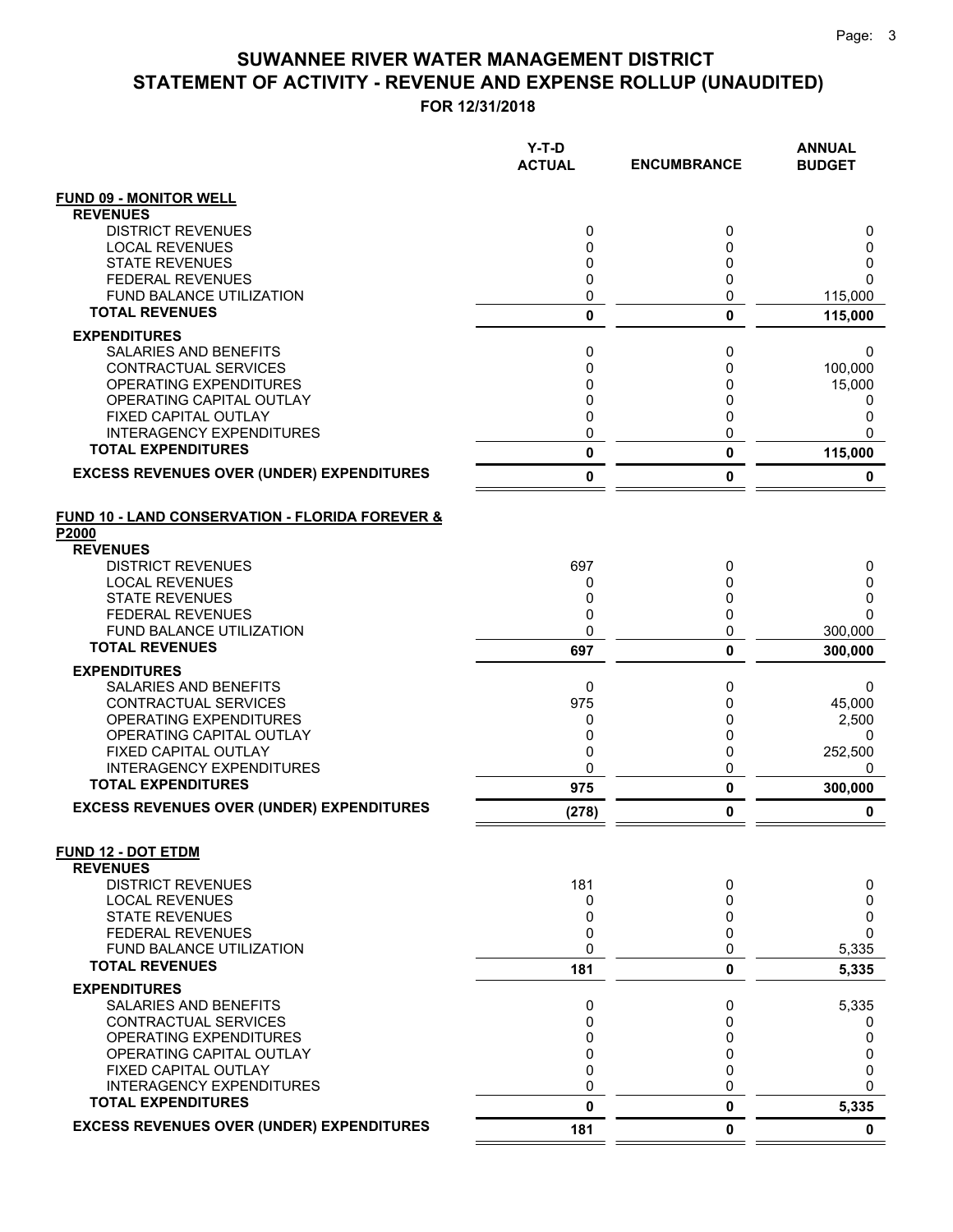# SUWANNEE RIVER WATER MANAGEMENT DISTRICT
## STATEMENT OF ACTIVITY - REVENUE AND EXPENSE ROLLUP (UNAUDITED)
### FOR 12/31/2018

| | Y-T-D ACTUAL | ENCUMBRANCE | ANNUAL BUDGET |
|---|---|---|---|
| **FUND 09 - MONITOR WELL** | | | |
| **REVENUES** | | | |
| DISTRICT REVENUES | 0 | 0 | 0 |
| LOCAL REVENUES | 0 | 0 | 0 |
| STATE REVENUES | 0 | 0 | 0 |
| FEDERAL REVENUES | 0 | 0 | 0 |
| FUND BALANCE UTILIZATION | 0 | 0 | 115,000 |
| **TOTAL REVENUES** | **0** | **0** | **115,000** |
| **EXPENDITURES** | | | |
| SALARIES AND BENEFITS | 0 | 0 | 0 |
| CONTRACTUAL SERVICES | 0 | 0 | 100,000 |
| OPERATING EXPENDITURES | 0 | 0 | 15,000 |
| OPERATING CAPITAL OUTLAY | 0 | 0 | 0 |
| FIXED CAPITAL OUTLAY | 0 | 0 | 0 |
| INTERAGENCY EXPENDITURES | 0 | 0 | 0 |
| **TOTAL EXPENDITURES** | **0** | **0** | **115,000** |
| **EXCESS REVENUES OVER (UNDER) EXPENDITURES** | **0** | **0** | **0** |
| **FUND 10 - LAND CONSERVATION - FLORIDA FOREVER & P2000** | | | |
| **REVENUES** | | | |
| DISTRICT REVENUES | 697 | 0 | 0 |
| LOCAL REVENUES | 0 | 0 | 0 |
| STATE REVENUES | 0 | 0 | 0 |
| FEDERAL REVENUES | 0 | 0 | 0 |
| FUND BALANCE UTILIZATION | 0 | 0 | 300,000 |
| **TOTAL REVENUES** | **697** | **0** | **300,000** |
| **EXPENDITURES** | | | |
| SALARIES AND BENEFITS | 0 | 0 | 0 |
| CONTRACTUAL SERVICES | 975 | 0 | 45,000 |
| OPERATING EXPENDITURES | 0 | 0 | 2,500 |
| OPERATING CAPITAL OUTLAY | 0 | 0 | 0 |
| FIXED CAPITAL OUTLAY | 0 | 0 | 252,500 |
| INTERAGENCY EXPENDITURES | 0 | 0 | 0 |
| **TOTAL EXPENDITURES** | **975** | **0** | **300,000** |
| **EXCESS REVENUES OVER (UNDER) EXPENDITURES** | **(278)** | **0** | **0** |
| **FUND 12 - DOT ETDM** | | | |
| **REVENUES** | | | |
| DISTRICT REVENUES | 181 | 0 | 0 |
| LOCAL REVENUES | 0 | 0 | 0 |
| STATE REVENUES | 0 | 0 | 0 |
| FEDERAL REVENUES | 0 | 0 | 0 |
| FUND BALANCE UTILIZATION | 0 | 0 | 5,335 |
| **TOTAL REVENUES** | **181** | **0** | **5,335** |
| **EXPENDITURES** | | | |
| SALARIES AND BENEFITS | 0 | 0 | 5,335 |
| CONTRACTUAL SERVICES | 0 | 0 | 0 |
| OPERATING EXPENDITURES | 0 | 0 | 0 |
| OPERATING CAPITAL OUTLAY | 0 | 0 | 0 |
| FIXED CAPITAL OUTLAY | 0 | 0 | 0 |
| INTERAGENCY EXPENDITURES | 0 | 0 | 0 |
| **TOTAL EXPENDITURES** | **0** | **0** | **5,335** |
| **EXCESS REVENUES OVER (UNDER) EXPENDITURES** | **181** | **0** | **0** |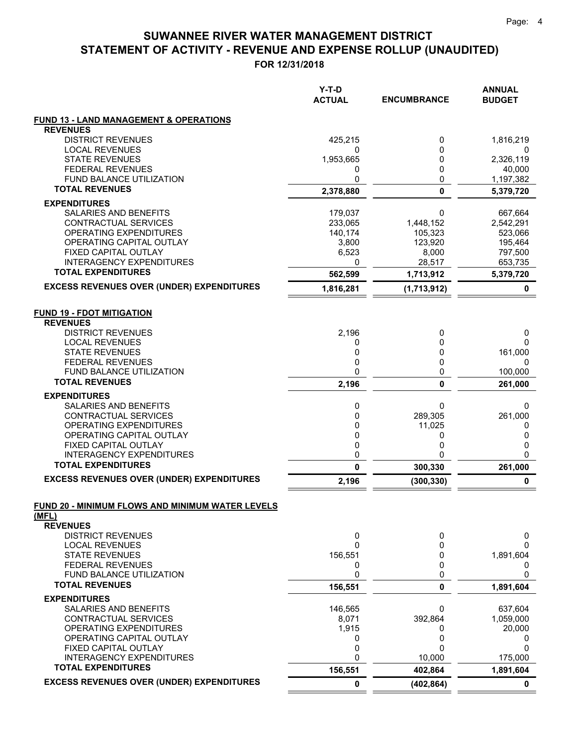# SUWANNEE RIVER WATER MANAGEMENT DISTRICT
# STATEMENT OF ACTIVITY - REVENUE AND EXPENSE ROLLUP (UNAUDITED)
## FOR 12/31/2018

| | Y-T-D ACTUAL | ENCUMBRANCE | ANNUAL BUDGET |
|---|---|---|---|
| **FUND 13 - LAND MANAGEMENT & OPERATIONS** | | | |
| **REVENUES** | | | |
| DISTRICT REVENUES | 425,215 | 0 | 1,816,219 |
| LOCAL REVENUES | 0 | 0 | 0 |
| STATE REVENUES | 1,953,665 | 0 | 2,326,119 |
| FEDERAL REVENUES | 0 | 0 | 40,000 |
| FUND BALANCE UTILIZATION | 0 | 0 | 1,197,382 |
| **TOTAL REVENUES** | **2,378,880** | **0** | **5,379,720** |
| **EXPENDITURES** | | | |
| SALARIES AND BENEFITS | 179,037 | 0 | 667,664 |
| CONTRACTUAL SERVICES | 233,065 | 1,448,152 | 2,542,291 |
| OPERATING EXPENDITURES | 140,174 | 105,323 | 523,066 |
| OPERATING CAPITAL OUTLAY | 3,800 | 123,920 | 195,464 |
| FIXED CAPITAL OUTLAY | 6,523 | 8,000 | 797,500 |
| INTERAGENCY EXPENDITURES | 0 | 28,517 | 653,735 |
| **TOTAL EXPENDITURES** | **562,599** | **1,713,912** | **5,379,720** |
| **EXCESS REVENUES OVER (UNDER) EXPENDITURES** | **1,816,281** | **(1,713,912)** | **0** |
| **FUND 19 - FDOT MITIGATION** | | | |
| **REVENUES** | | | |
| DISTRICT REVENUES | 2,196 | 0 | 0 |
| LOCAL REVENUES | 0 | 0 | 0 |
| STATE REVENUES | 0 | 0 | 161,000 |
| FEDERAL REVENUES | 0 | 0 | 0 |
| FUND BALANCE UTILIZATION | 0 | 0 | 100,000 |
| **TOTAL REVENUES** | **2,196** | **0** | **261,000** |
| **EXPENDITURES** | | | |
| SALARIES AND BENEFITS | 0 | 0 | 0 |
| CONTRACTUAL SERVICES | 0 | 289,305 | 261,000 |
| OPERATING EXPENDITURES | 0 | 11,025 | 0 |
| OPERATING CAPITAL OUTLAY | 0 | 0 | 0 |
| FIXED CAPITAL OUTLAY | 0 | 0 | 0 |
| INTERAGENCY EXPENDITURES | 0 | 0 | 0 |
| **TOTAL EXPENDITURES** | **0** | **300,330** | **261,000** |
| **EXCESS REVENUES OVER (UNDER) EXPENDITURES** | **2,196** | **(300,330)** | **0** |
| **FUND 20 - MINIMUM FLOWS AND MINIMUM WATER LEVELS (MFL)** | | | |
| **REVENUES** | | | |
| DISTRICT REVENUES | 0 | 0 | 0 |
| LOCAL REVENUES | 0 | 0 | 0 |
| STATE REVENUES | 156,551 | 0 | 1,891,604 |
| FEDERAL REVENUES | 0 | 0 | 0 |
| FUND BALANCE UTILIZATION | 0 | 0 | 0 |
| **TOTAL REVENUES** | **156,551** | **0** | **1,891,604** |
| **EXPENDITURES** | | | |
| SALARIES AND BENEFITS | 146,565 | 0 | 637,604 |
| CONTRACTUAL SERVICES | 8,071 | 392,864 | 1,059,000 |
| OPERATING EXPENDITURES | 1,915 | 0 | 20,000 |
| OPERATING CAPITAL OUTLAY | 0 | 0 | 0 |
| FIXED CAPITAL OUTLAY | 0 | 0 | 0 |
| INTERAGENCY EXPENDITURES | 0 | 10,000 | 175,000 |
| **TOTAL EXPENDITURES** | **156,551** | **402,864** | **1,891,604** |
| **EXCESS REVENUES OVER (UNDER) EXPENDITURES** | **0** | **(402,864)** | **0** |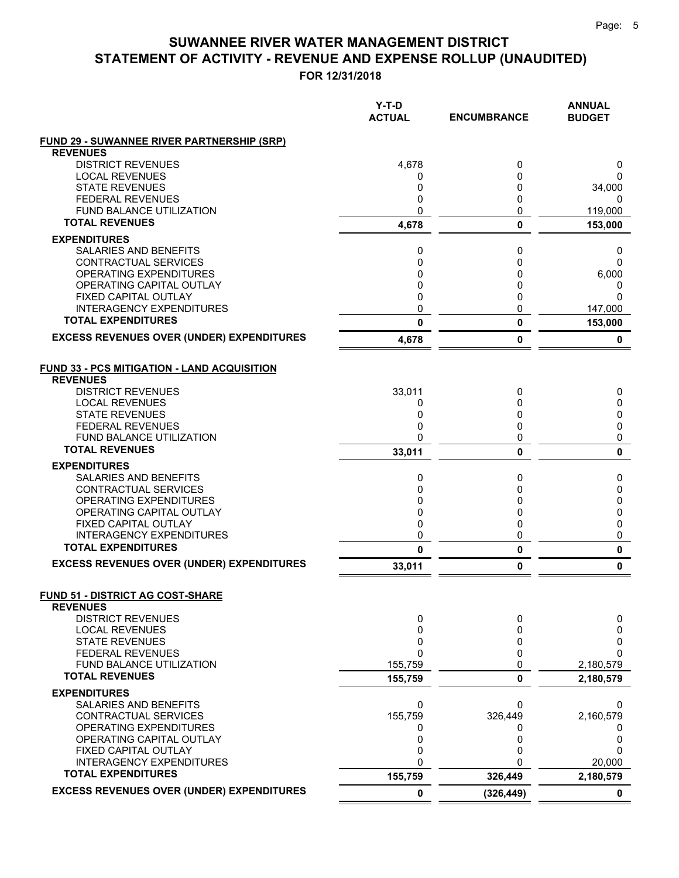# SUWANNEE RIVER WATER MANAGEMENT DISTRICT
# STATEMENT OF ACTIVITY - REVENUE AND EXPENSE ROLLUP (UNAUDITED)
## FOR 12/31/2018

| | Y-T-D ACTUAL | ENCUMBRANCE | ANNUAL BUDGET |
|---|---|---|---|
| **FUND 29 - SUWANNEE RIVER PARTNERSHIP (SRP)** | | | |
| **REVENUES** | | | |
| DISTRICT REVENUES | 4,678 | 0 | 0 |
| LOCAL REVENUES | 0 | 0 | 0 |
| STATE REVENUES | 0 | 0 | 34,000 |
| FEDERAL REVENUES | 0 | 0 | 0 |
| FUND BALANCE UTILIZATION | 0 | 0 | 119,000 |
| **TOTAL REVENUES** | **4,678** | **0** | **153,000** |
| **EXPENDITURES** | | | |
| SALARIES AND BENEFITS | 0 | 0 | 0 |
| CONTRACTUAL SERVICES | 0 | 0 | 0 |
| OPERATING EXPENDITURES | 0 | 0 | 6,000 |
| OPERATING CAPITAL OUTLAY | 0 | 0 | 0 |
| FIXED CAPITAL OUTLAY | 0 | 0 | 0 |
| INTERAGENCY EXPENDITURES | 0 | 0 | 147,000 |
| **TOTAL EXPENDITURES** | **0** | **0** | **153,000** |
| **EXCESS REVENUES OVER (UNDER) EXPENDITURES** | **4,678** | **0** | **0** |
| **FUND 33 - PCS MITIGATION - LAND ACQUISITION** | | | |
| **REVENUES** | | | |
| DISTRICT REVENUES | 33,011 | 0 | 0 |
| LOCAL REVENUES | 0 | 0 | 0 |
| STATE REVENUES | 0 | 0 | 0 |
| FEDERAL REVENUES | 0 | 0 | 0 |
| FUND BALANCE UTILIZATION | 0 | 0 | 0 |
| **TOTAL REVENUES** | **33,011** | **0** | **0** |
| **EXPENDITURES** | | | |
| SALARIES AND BENEFITS | 0 | 0 | 0 |
| CONTRACTUAL SERVICES | 0 | 0 | 0 |
| OPERATING EXPENDITURES | 0 | 0 | 0 |
| OPERATING CAPITAL OUTLAY | 0 | 0 | 0 |
| FIXED CAPITAL OUTLAY | 0 | 0 | 0 |
| INTERAGENCY EXPENDITURES | 0 | 0 | 0 |
| **TOTAL EXPENDITURES** | **0** | **0** | **0** |
| **EXCESS REVENUES OVER (UNDER) EXPENDITURES** | **33,011** | **0** | **0** |
| **FUND 51 - DISTRICT AG COST-SHARE** | | | |
| **REVENUES** | | | |
| DISTRICT REVENUES | 0 | 0 | 0 |
| LOCAL REVENUES | 0 | 0 | 0 |
| STATE REVENUES | 0 | 0 | 0 |
| FEDERAL REVENUES | 0 | 0 | 0 |
| FUND BALANCE UTILIZATION | 155,759 | 0 | 2,180,579 |
| **TOTAL REVENUES** | **155,759** | **0** | **2,180,579** |
| **EXPENDITURES** | | | |
| SALARIES AND BENEFITS | 0 | 0 | 0 |
| CONTRACTUAL SERVICES | 155,759 | 326,449 | 2,160,579 |
| OPERATING EXPENDITURES | 0 | 0 | 0 |
| OPERATING CAPITAL OUTLAY | 0 | 0 | 0 |
| FIXED CAPITAL OUTLAY | 0 | 0 | 0 |
| INTERAGENCY EXPENDITURES | 0 | 0 | 20,000 |
| **TOTAL EXPENDITURES** | **155,759** | **326,449** | **2,180,579** |
| **EXCESS REVENUES OVER (UNDER) EXPENDITURES** | **0** | **(326,449)** | **0** |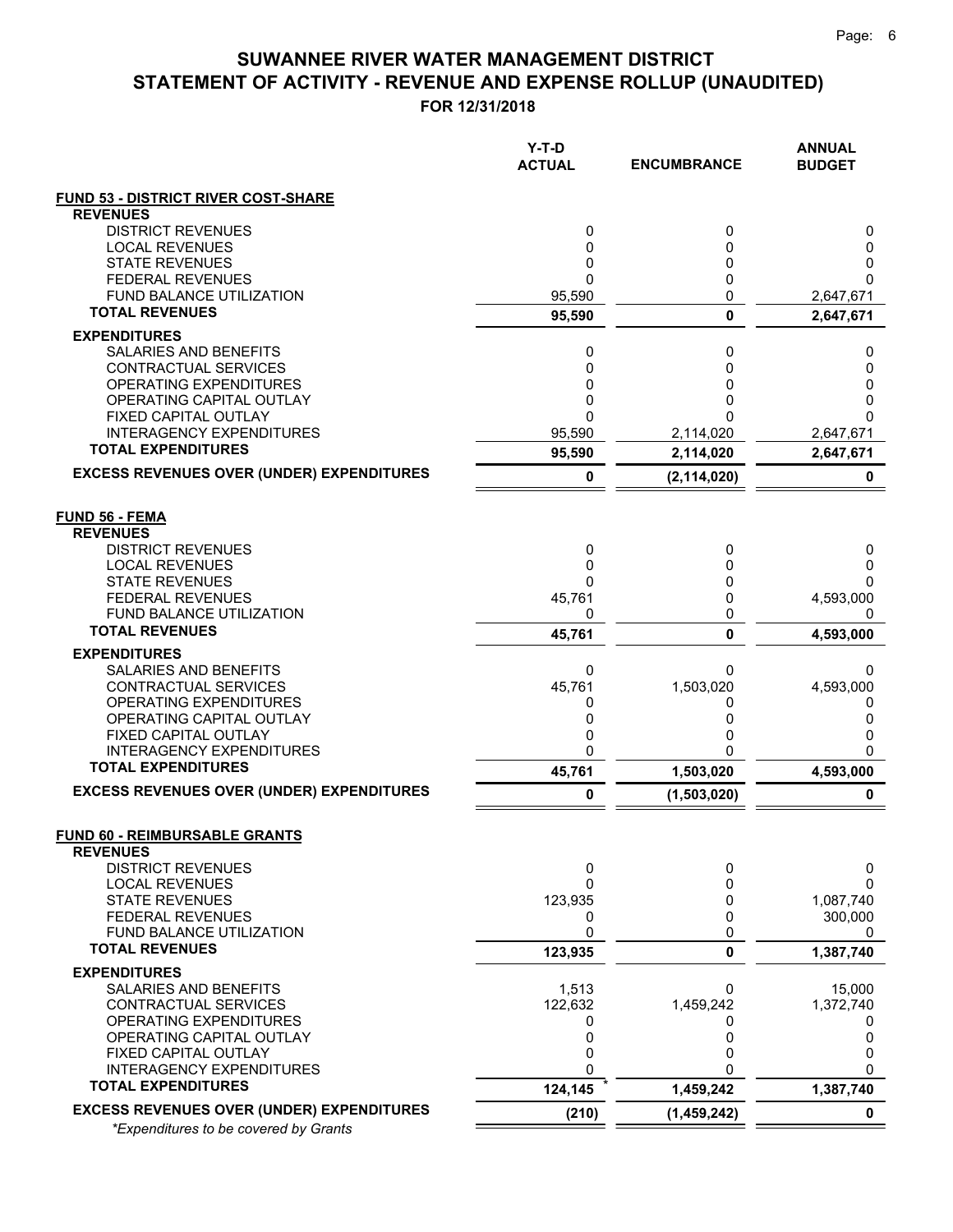# SUWANNEE RIVER WATER MANAGEMENT DISTRICT
## STATEMENT OF ACTIVITY - REVENUE AND EXPENSE ROLLUP (UNAUDITED)
### FOR 12/31/2018

| | Y-T-D ACTUAL | ENCUMBRANCE | ANNUAL BUDGET |
|---|---|---|---|
| **FUND 53 - DISTRICT RIVER COST-SHARE** | | | |
| **REVENUES** | | | |
| DISTRICT REVENUES | 0 | 0 | 0 |
| LOCAL REVENUES | 0 | 0 | 0 |
| STATE REVENUES | 0 | 0 | 0 |
| FEDERAL REVENUES | 0 | 0 | 0 |
| FUND BALANCE UTILIZATION | 95,590 | 0 | 2,647,671 |
| **TOTAL REVENUES** | **95,590** | **0** | **2,647,671** |
| **EXPENDITURES** | | | |
| SALARIES AND BENEFITS | 0 | 0 | 0 |
| CONTRACTUAL SERVICES | 0 | 0 | 0 |
| OPERATING EXPENDITURES | 0 | 0 | 0 |
| OPERATING CAPITAL OUTLAY | 0 | 0 | 0 |
| FIXED CAPITAL OUTLAY | 0 | 0 | 0 |
| INTERAGENCY EXPENDITURES | 95,590 | 2,114,020 | 2,647,671 |
| **TOTAL EXPENDITURES** | **95,590** | **2,114,020** | **2,647,671** |
| **EXCESS REVENUES OVER (UNDER) EXPENDITURES** | **0** | **(2,114,020)** | **0** |
| **FUND 56 - FEMA** | | | |
| **REVENUES** | | | |
| DISTRICT REVENUES | 0 | 0 | 0 |
| LOCAL REVENUES | 0 | 0 | 0 |
| STATE REVENUES | 0 | 0 | 0 |
| FEDERAL REVENUES | 45,761 | 0 | 4,593,000 |
| FUND BALANCE UTILIZATION | 0 | 0 | 0 |
| **TOTAL REVENUES** | **45,761** | **0** | **4,593,000** |
| **EXPENDITURES** | | | |
| SALARIES AND BENEFITS | 0 | 0 | 0 |
| CONTRACTUAL SERVICES | 45,761 | 1,503,020 | 4,593,000 |
| OPERATING EXPENDITURES | 0 | 0 | 0 |
| OPERATING CAPITAL OUTLAY | 0 | 0 | 0 |
| FIXED CAPITAL OUTLAY | 0 | 0 | 0 |
| INTERAGENCY EXPENDITURES | 0 | 0 | 0 |
| **TOTAL EXPENDITURES** | **45,761** | **1,503,020** | **4,593,000** |
| **EXCESS REVENUES OVER (UNDER) EXPENDITURES** | **0** | **(1,503,020)** | **0** |
| **FUND 60 - REIMBURSABLE GRANTS** | | | |
| **REVENUES** | | | |
| DISTRICT REVENUES | 0 | 0 | 0 |
| LOCAL REVENUES | 0 | 0 | 0 |
| STATE REVENUES | 123,935 | 0 | 1,087,740 |
| FEDERAL REVENUES | 0 | 0 | 300,000 |
| FUND BALANCE UTILIZATION | 0 | 0 | 0 |
| **TOTAL REVENUES** | **123,935** | **0** | **1,387,740** |
| **EXPENDITURES** | | | |
| SALARIES AND BENEFITS | 1,513 | 0 | 15,000 |
| CONTRACTUAL SERVICES | 122,632 | 1,459,242 | 1,372,740 |
| OPERATING EXPENDITURES | 0 | 0 | 0 |
| OPERATING CAPITAL OUTLAY | 0 | 0 | 0 |
| FIXED CAPITAL OUTLAY | 0 | 0 | 0 |
| INTERAGENCY EXPENDITURES | 0 | 0 | 0 |
| **TOTAL EXPENDITURES** | **124,145** * | **1,459,242** | **1,387,740** |
| **EXCESS REVENUES OVER (UNDER) EXPENDITURES** | **(210)** | **(1,459,242)** | **0** |

*\*Expenditures to be covered by Grants*